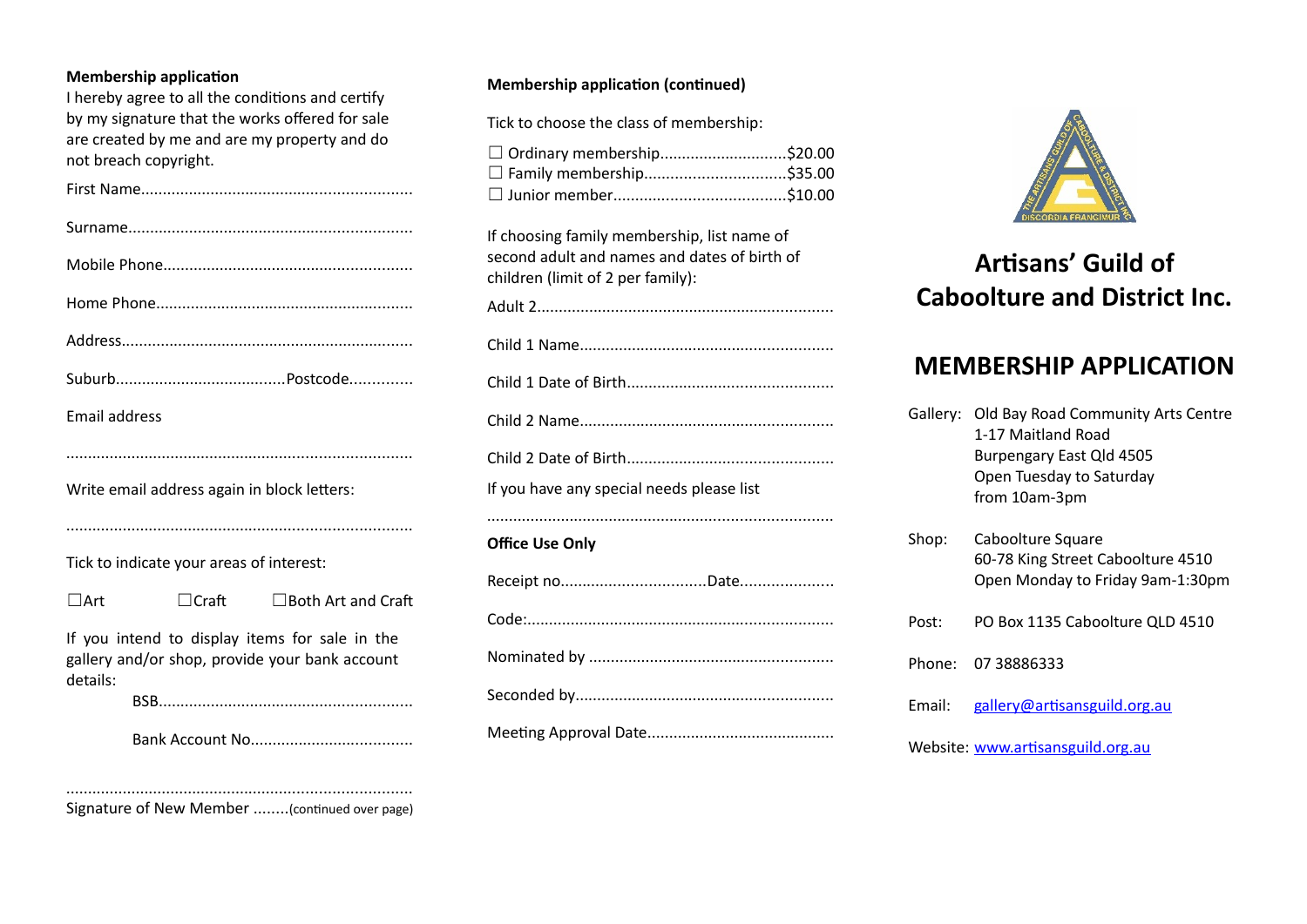**Membership application**

I hereby agree to all the conditions and certify by my signature that the works offered for sale are created by me and are my property and do not breach copyright.

First Name.............................................................

Surname.................................................................

Mobile Phone.........................................................

Home Phone...........................................................

Address..................................................................

Suburb......................................Postcode..............

Email address

..............................................................................

Write email address again in block letters:

..............................................................................

Tick to indicate your areas of interest:

☐Art ☐Craft ☐Both Art and Craft

If you intend to display items for sale in the gallery and/or shop, provide your bank account details:

BSB..........................................................

Bank Account No.....................................

..............................................................................

Signature of New Member ........(continued over page)

**Membership application (continued)**

Tick to choose the class of membership:

☐ Ordinary membership............................$20.00
☐ Family membership................................$35.00
☐ Junior member.......................................$10.00

If choosing family membership, list name of second adult and names and dates of birth of children (limit of 2 per family):

Adult 2...................................................................

Child 1 Name.........................................................

Child 1 Date of Birth..............................................

Child 2 Name.........................................................

Child 2 Date of Birth..............................................

If you have any special needs please list

..............................................................................

**Office Use Only**

Receipt no................................Date.....................

Code:.....................................................................

Nominated by .......................................................

Seconded by..........................................................

Meeting Approval Date..........................................

# Artisans' Guild of Caboolture and District Inc.

## MEMBERSHIP APPLICATION

Gallery: Old Bay Road Community Arts Centre
1-17 Maitland Road
Burpengary East Qld 4505
Open Tuesday to Saturday
from 10am-3pm

Shop: Caboolture Square
60-78 King Street Caboolture 4510
Open Monday to Friday 9am-1:30pm

Post: PO Box 1135 Caboolture QLD 4510

Phone: 07 38886333

Email: gallery@artisansguild.org.au

Website: www.artisansguild.org.au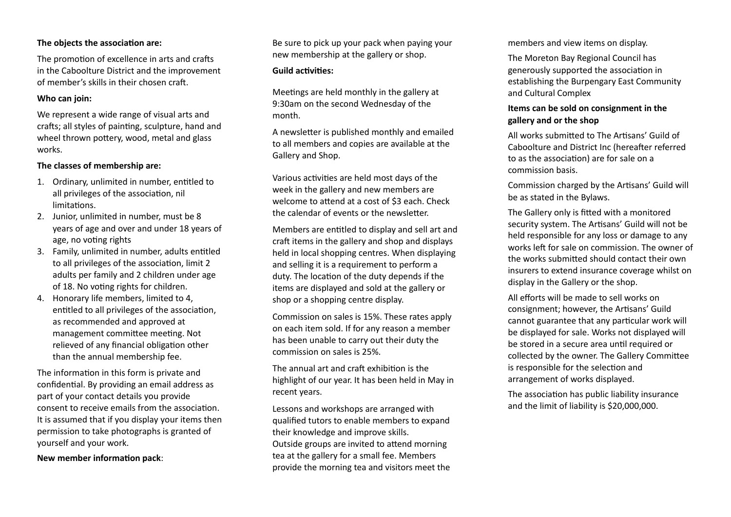**The objects the association are:**

The promotion of excellence in arts and crafts in the Caboolture District and the improvement of member's skills in their chosen craft.

**Who can join:**

We represent a wide range of visual arts and crafts; all styles of painting, sculpture, hand and wheel thrown pottery, wood, metal and glass works.

**The classes of membership are:**

1. Ordinary, unlimited in number, entitled to all privileges of the association, nil limitations.
2. Junior, unlimited in number, must be 8 years of age and over and under 18 years of age, no voting rights
3. Family, unlimited in number, adults entitled to all privileges of the association, limit 2 adults per family and 2 children under age of 18. No voting rights for children.
4. Honorary life members, limited to 4, entitled to all privileges of the association, as recommended and approved at management committee meeting. Not relieved of any financial obligation other than the annual membership fee.

The information in this form is private and confidential. By providing an email address as part of your contact details you provide consent to receive emails from the association. It is assumed that if you display your items then permission to take photographs is granted of yourself and your work.

**New member information pack**:

Be sure to pick up your pack when paying your new membership at the gallery or shop.

**Guild activities:**

Meetings are held monthly in the gallery at 9:30am on the second Wednesday of the month.

A newsletter is published monthly and emailed to all members and copies are available at the Gallery and Shop.

Various activities are held most days of the week in the gallery and new members are welcome to attend at a cost of $3 each. Check the calendar of events or the newsletter.

Members are entitled to display and sell art and craft items in the gallery and shop and displays held in local shopping centres. When displaying and selling it is a requirement to perform a duty. The location of the duty depends if the items are displayed and sold at the gallery or shop or a shopping centre display.

Commission on sales is 15%. These rates apply on each item sold. If for any reason a member has been unable to carry out their duty the commission on sales is 25%.

The annual art and craft exhibition is the highlight of our year. It has been held in May in recent years.

Lessons and workshops are arranged with qualified tutors to enable members to expand their knowledge and improve skills.
Outside groups are invited to attend morning tea at the gallery for a small fee. Members provide the morning tea and visitors meet the members and view items on display.

The Moreton Bay Regional Council has generously supported the association in establishing the Burpengary East Community and Cultural Complex

**Items can be sold on consignment in the gallery and or the shop**

All works submitted to The Artisans' Guild of Caboolture and District Inc (hereafter referred to as the association) are for sale on a commission basis.

Commission charged by the Artisans' Guild will be as stated in the Bylaws.

The Gallery only is fitted with a monitored security system. The Artisans' Guild will not be held responsible for any loss or damage to any works left for sale on commission. The owner of the works submitted should contact their own insurers to extend insurance coverage whilst on display in the Gallery or the shop.

All efforts will be made to sell works on consignment; however, the Artisans' Guild cannot guarantee that any particular work will be displayed for sale. Works not displayed will be stored in a secure area until required or collected by the owner. The Gallery Committee is responsible for the selection and arrangement of works displayed.

The association has public liability insurance and the limit of liability is $20,000,000.